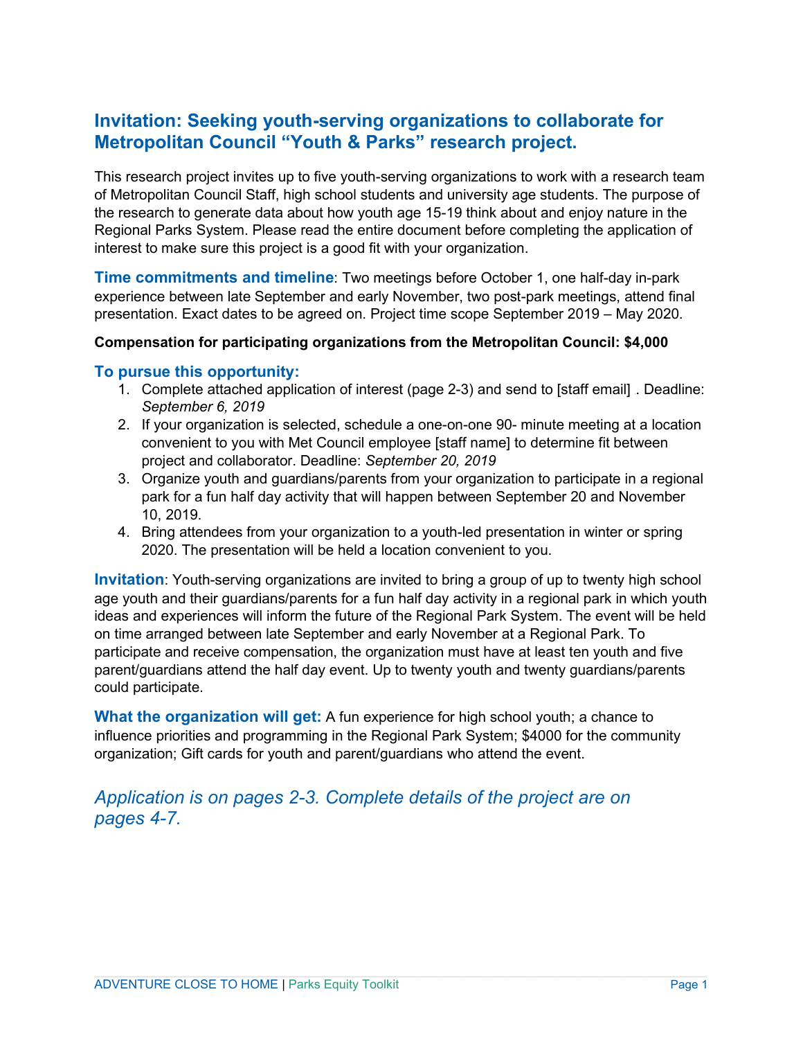# Invitation: Seeking youth-serving organizations to collaborate for Metropolitan Council "Youth & Parks" research project.

This research project invites up to five youth-serving organizations to work with a research team of Metropolitan Council Staff, high school students and university age students. The purpose of the research to generate data about how youth age 15-19 think about and enjoy nature in the Regional Parks System. Please read the entire document before completing the application of interest to make sure this project is a good fit with your organization.

**Time commitments and timeline**: Two meetings before October 1, one half-day in-park experience between late September and early November, two post-park meetings, attend final presentation. Exact dates to be agreed on. Project time scope September 2019 – May 2020.

**Compensation for participating organizations from the Metropolitan Council: $4,000**

### To pursue this opportunity:

1. Complete attached application of interest (page 2-3) and send to [staff email] . Deadline: *September 6, 2019*
2. If your organization is selected, schedule a one-on-one 90- minute meeting at a location convenient to you with Met Council employee [staff name] to determine fit between project and collaborator. Deadline: *September 20, 2019*
3. Organize youth and guardians/parents from your organization to participate in a regional park for a fun half day activity that will happen between September 20 and November 10, 2019.
4. Bring attendees from your organization to a youth-led presentation in winter or spring 2020. The presentation will be held a location convenient to you.

**Invitation**: Youth-serving organizations are invited to bring a group of up to twenty high school age youth and their guardians/parents for a fun half day activity in a regional park in which youth ideas and experiences will inform the future of the Regional Park System. The event will be held on time arranged between late September and early November at a Regional Park. To participate and receive compensation, the organization must have at least ten youth and five parent/guardians attend the half day event. Up to twenty youth and twenty guardians/parents could participate.

**What the organization will get:** A fun experience for high school youth; a chance to influence priorities and programming in the Regional Park System; $4000 for the community organization; Gift cards for youth and parent/guardians who attend the event.

*Application is on pages 2-3. Complete details of the project are on pages 4-7.*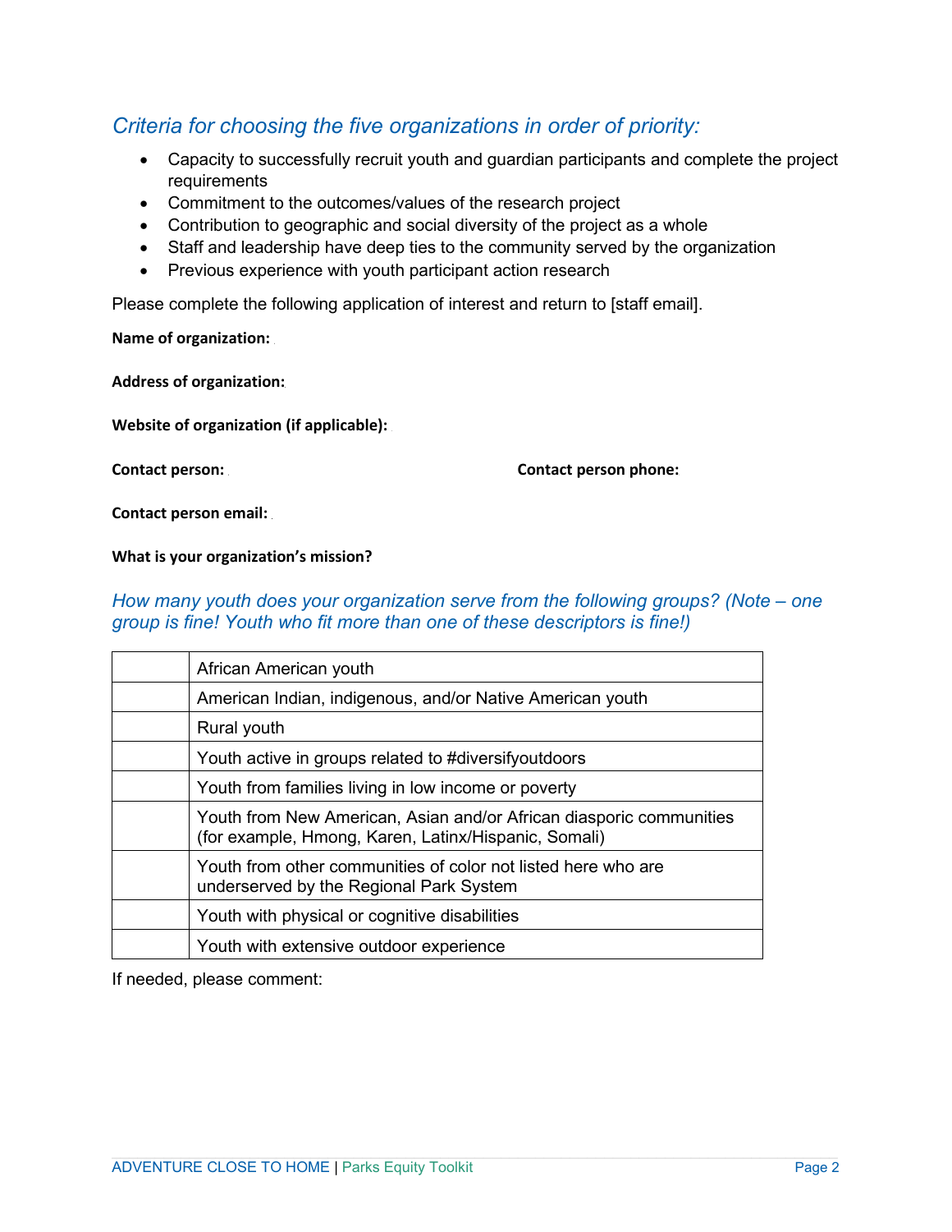## *Criteria for choosing the five organizations in order of priority:*

- Capacity to successfully recruit youth and guardian participants and complete the project requirements
- Commitment to the outcomes/values of the research project
- Contribution to geographic and social diversity of the project as a whole
- Staff and leadership have deep ties to the community served by the organization
- Previous experience with youth participant action research

Please complete the following application of interest and return to [staff email].

**Name of organization:**

**Address of organization:**

**Website of organization (if applicable):**

**Contact person:** **Contact person phone:**

**Contact person email:**

**What is your organization's mission?**

## *How many youth does your organization serve from the following groups? (Note – one group is fine! Youth who fit more than one of these descriptors is fine!)*

| | |
|---|---|
| | African American youth |
| | American Indian, indigenous, and/or Native American youth |
| | Rural youth |
| | Youth active in groups related to #diversifyoutdoors |
| | Youth from families living in low income or poverty |
| | Youth from New American, Asian and/or African diasporic communities (for example, Hmong, Karen, Latinx/Hispanic, Somali) |
| | Youth from other communities of color not listed here who are underserved by the Regional Park System |
| | Youth with physical or cognitive disabilities |
| | Youth with extensive outdoor experience |

If needed, please comment: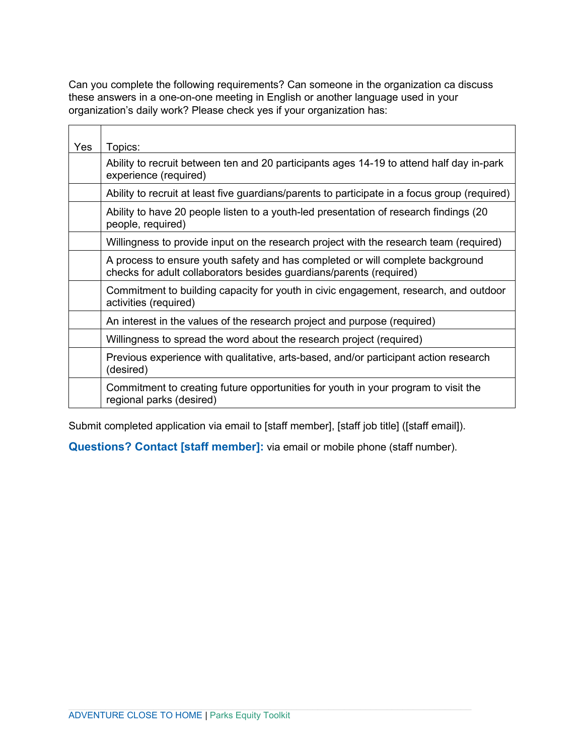Can you complete the following requirements? Can someone in the organization ca discuss these answers in a one-on-one meeting in English or another language used in your organization's daily work? Please check yes if your organization has:

| Yes | Topics: |
|---|---|
| | Ability to recruit between ten and 20 participants ages 14-19 to attend half day in-park experience (required) |
| | Ability to recruit at least five guardians/parents to participate in a focus group (required) |
| | Ability to have 20 people listen to a youth-led presentation of research findings (20 people, required) |
| | Willingness to provide input on the research project with the research team (required) |
| | A process to ensure youth safety and has completed or will complete background checks for adult collaborators besides guardians/parents (required) |
| | Commitment to building capacity for youth in civic engagement, research, and outdoor activities (required) |
| | An interest in the values of the research project and purpose (required) |
| | Willingness to spread the word about the research project (required) |
| | Previous experience with qualitative, arts-based, and/or participant action research (desired) |
| | Commitment to creating future opportunities for youth in your program to visit the regional parks (desired) |

Submit completed application via email to [staff member], [staff job title] ([staff email]).

**Questions? Contact [staff member]:** via email or mobile phone (staff number).